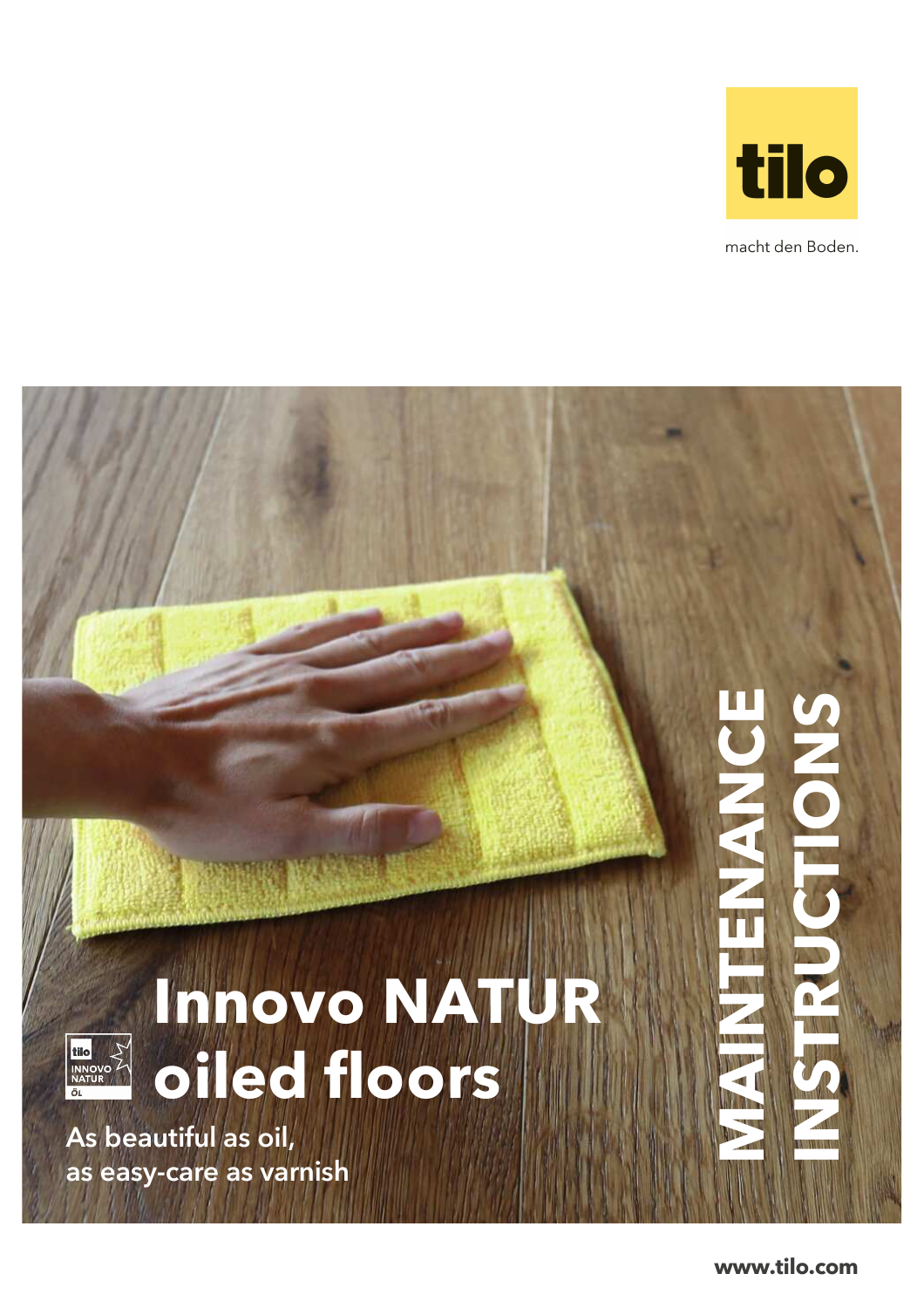tilo

macht den Boden.

# Innovo NATUR oiled floors

tilo INNOVO NATUR ÖL

As beautiful as oil,
as easy-care as varnish

## MAINTENANCE INSTRUCTIONS

www.tilo.com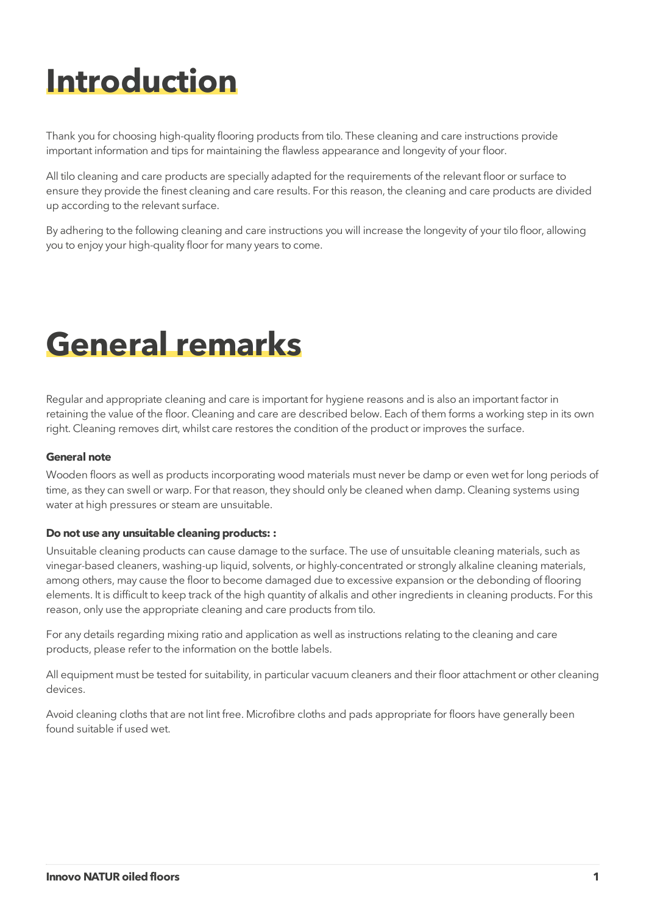# Introduction

Thank you for choosing high-quality flooring products from tilo. These cleaning and care instructions provide important information and tips for maintaining the flawless appearance and longevity of your floor.

All tilo cleaning and care products are specially adapted for the requirements of the relevant floor or surface to ensure they provide the finest cleaning and care results. For this reason, the cleaning and care products are divided up according to the relevant surface.

By adhering to the following cleaning and care instructions you will increase the longevity of your tilo floor, allowing you to enjoy your high-quality floor for many years to come.

# General remarks

Regular and appropriate cleaning and care is important for hygiene reasons and is also an important factor in retaining the value of the floor. Cleaning and care are described below. Each of them forms a working step in its own right. Cleaning removes dirt, whilst care restores the condition of the product or improves the surface.

**General note**

Wooden floors as well as products incorporating wood materials must never be damp or even wet for long periods of time, as they can swell or warp. For that reason, they should only be cleaned when damp. Cleaning systems using water at high pressures or steam are unsuitable.

**Do not use any unsuitable cleaning products: :**

Unsuitable cleaning products can cause damage to the surface. The use of unsuitable cleaning materials, such as vinegar-based cleaners, washing-up liquid, solvents, or highly-concentrated or strongly alkaline cleaning materials, among others, may cause the floor to become damaged due to excessive expansion or the debonding of flooring elements. It is difficult to keep track of the high quantity of alkalis and other ingredients in cleaning products. For this reason, only use the appropriate cleaning and care products from tilo.

For any details regarding mixing ratio and application as well as instructions relating to the cleaning and care products, please refer to the information on the bottle labels.

All equipment must be tested for suitability, in particular vacuum cleaners and their floor attachment or other cleaning devices.

Avoid cleaning cloths that are not lint free. Microfibre cloths and pads appropriate for floors have generally been found suitable if used wet.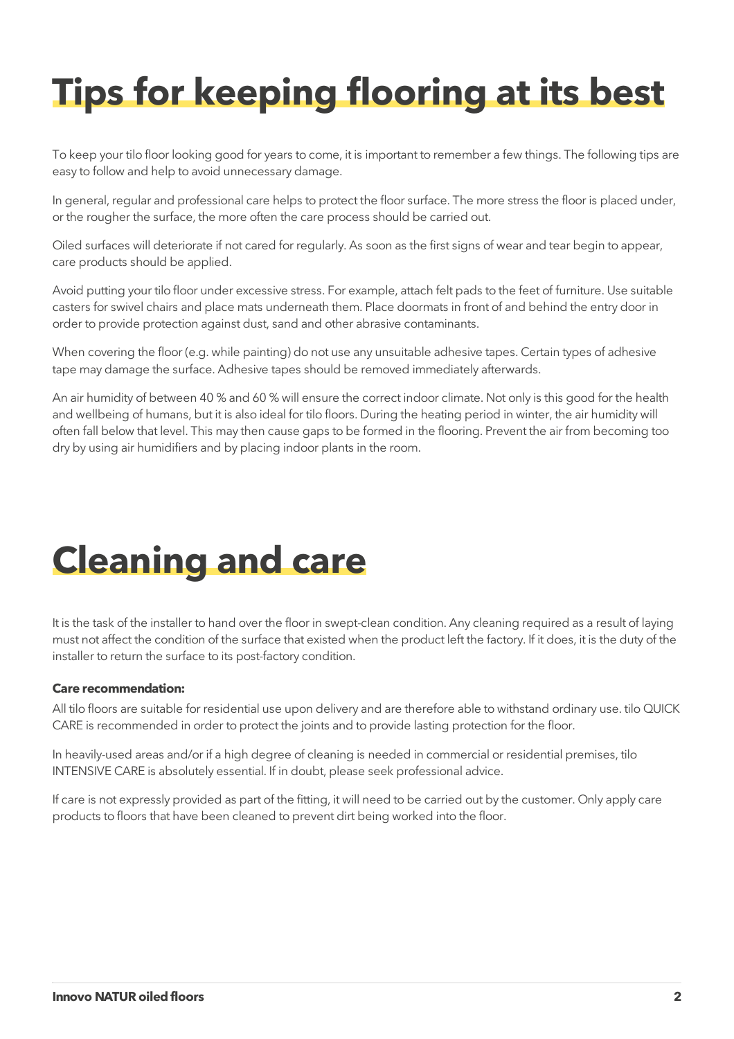# Tips for keeping flooring at its best

To keep your tilo floor looking good for years to come, it is important to remember a few things. The following tips are easy to follow and help to avoid unnecessary damage.

In general, regular and professional care helps to protect the floor surface. The more stress the floor is placed under, or the rougher the surface, the more often the care process should be carried out.

Oiled surfaces will deteriorate if not cared for regularly. As soon as the first signs of wear and tear begin to appear, care products should be applied.

Avoid putting your tilo floor under excessive stress. For example, attach felt pads to the feet of furniture. Use suitable casters for swivel chairs and place mats underneath them. Place doormats in front of and behind the entry door in order to provide protection against dust, sand and other abrasive contaminants.

When covering the floor (e.g. while painting) do not use any unsuitable adhesive tapes. Certain types of adhesive tape may damage the surface. Adhesive tapes should be removed immediately afterwards.

An air humidity of between 40 % and 60 % will ensure the correct indoor climate. Not only is this good for the health and wellbeing of humans, but it is also ideal for tilo floors. During the heating period in winter, the air humidity will often fall below that level. This may then cause gaps to be formed in the flooring. Prevent the air from becoming too dry by using air humidifiers and by placing indoor plants in the room.

# Cleaning and care

It is the task of the installer to hand over the floor in swept-clean condition. Any cleaning required as a result of laying must not affect the condition of the surface that existed when the product left the factory. If it does, it is the duty of the installer to return the surface to its post-factory condition.

**Care recommendation:**

All tilo floors are suitable for residential use upon delivery and are therefore able to withstand ordinary use. tilo QUICK CARE is recommended in order to protect the joints and to provide lasting protection for the floor.

In heavily-used areas and/or if a high degree of cleaning is needed in commercial or residential premises, tilo INTENSIVE CARE is absolutely essential. If in doubt, please seek professional advice.

If care is not expressly provided as part of the fitting, it will need to be carried out by the customer. Only apply care products to floors that have been cleaned to prevent dirt being worked into the floor.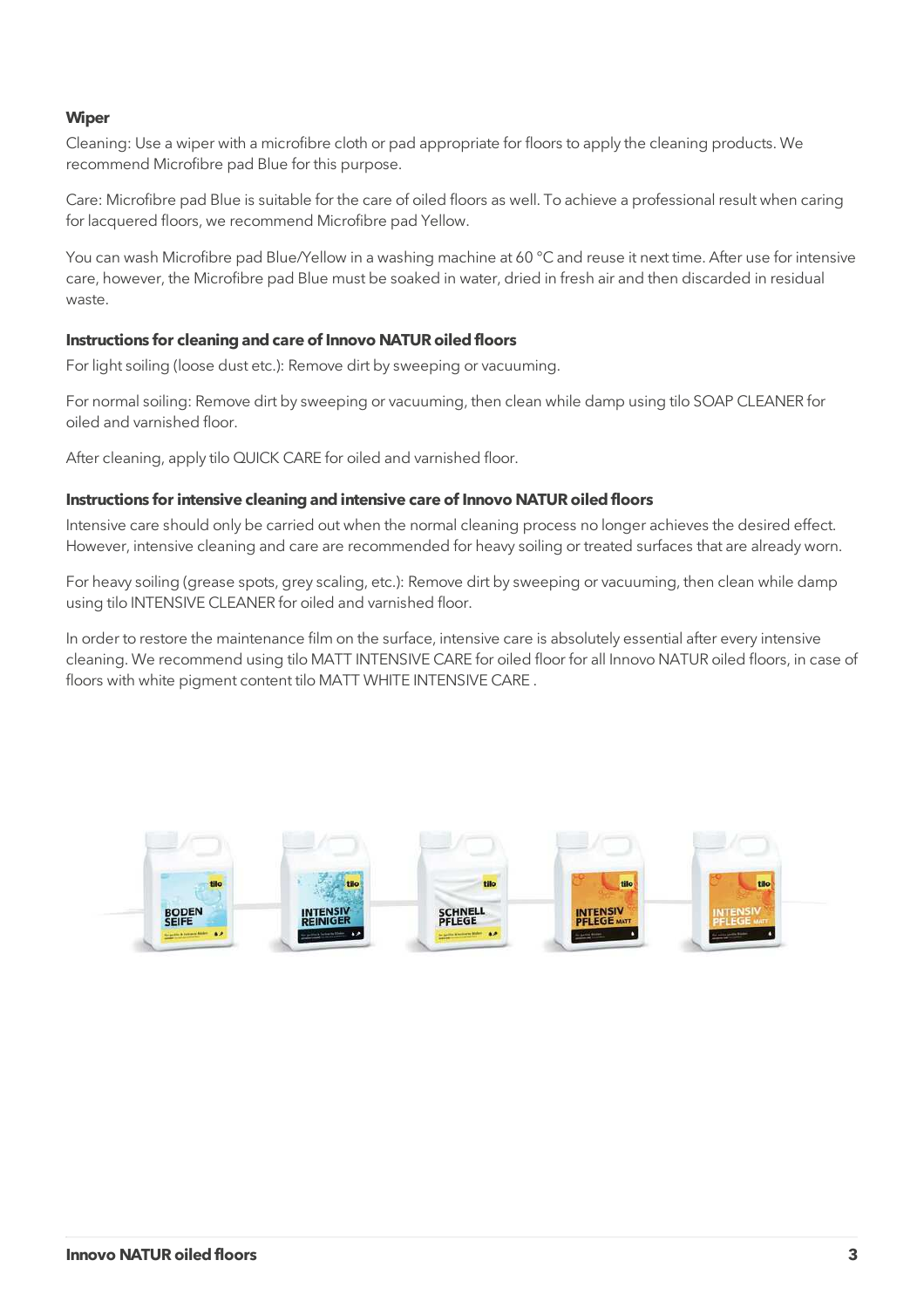**Wiper**

Cleaning: Use a wiper with a microfibre cloth or pad appropriate for floors to apply the cleaning products. We recommend Microfibre pad Blue for this purpose.

Care: Microfibre pad Blue is suitable for the care of oiled floors as well. To achieve a professional result when caring for lacquered floors, we recommend Microfibre pad Yellow.

You can wash Microfibre pad Blue/Yellow in a washing machine at 60 °C and reuse it next time. After use for intensive care, however, the Microfibre pad Blue must be soaked in water, dried in fresh air and then discarded in residual waste.

**Instructions for cleaning and care of Innovo NATUR oiled floors**

For light soiling (loose dust etc.): Remove dirt by sweeping or vacuuming.

For normal soiling: Remove dirt by sweeping or vacuuming, then clean while damp using tilo SOAP CLEANER for oiled and varnished floor.

After cleaning, apply tilo QUICK CARE for oiled and varnished floor.

**Instructions for intensive cleaning and intensive care of Innovo NATUR oiled floors**

Intensive care should only be carried out when the normal cleaning process no longer achieves the desired effect. However, intensive cleaning and care are recommended for heavy soiling or treated surfaces that are already worn.

For heavy soiling (grease spots, grey scaling, etc.): Remove dirt by sweeping or vacuuming, then clean while damp using tilo INTENSIVE CLEANER for oiled and varnished floor.

In order to restore the maintenance film on the surface, intensive care is absolutely essential after every intensive cleaning. We recommend using tilo MATT INTENSIVE CARE for oiled floor for all Innovo NATUR oiled floors, in case of floors with white pigment content tilo MATT WHITE INTENSIVE CARE .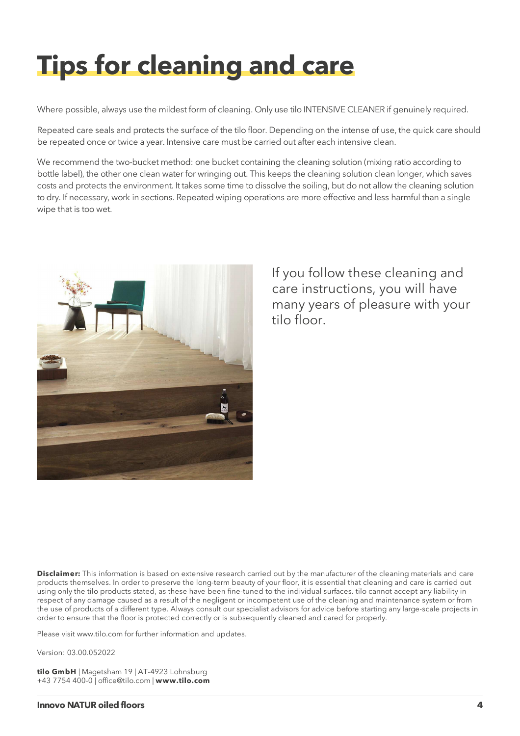# Tips for cleaning and care

Where possible, always use the mildest form of cleaning. Only use tilo INTENSIVE CLEANER if genuinely required.

Repeated care seals and protects the surface of the tilo floor. Depending on the intense of use, the quick care should be repeated once or twice a year. Intensive care must be carried out after each intensive clean.

We recommend the two-bucket method: one bucket containing the cleaning solution (mixing ratio according to bottle label), the other one clean water for wringing out. This keeps the cleaning solution clean longer, which saves costs and protects the environment. It takes some time to dissolve the soiling, but do not allow the cleaning solution to dry. If necessary, work in sections. Repeated wiping operations are more effective and less harmful than a single wipe that is too wet.

If you follow these cleaning and care instructions, you will have many years of pleasure with your tilo floor.

**Disclaimer:** This information is based on extensive research carried out by the manufacturer of the cleaning materials and care products themselves. In order to preserve the long-term beauty of your floor, it is essential that cleaning and care is carried out using only the tilo products stated, as these have been fine-tuned to the individual surfaces. tilo cannot accept any liability in respect of any damage caused as a result of the negligent or incompetent use of the cleaning and maintenance system or from the use of products of a different type. Always consult our specialist advisors for advice before starting any large-scale projects in order to ensure that the floor is protected correctly or is subsequently cleaned and cared for properly.

Please visit www.tilo.com for further information and updates.

Version: 03.00.052022

**tilo GmbH** | Magetsham 19 | AT-4923 Lohnsburg
+43 7754 400-0 | office@tilo.com | **www.tilo.com**